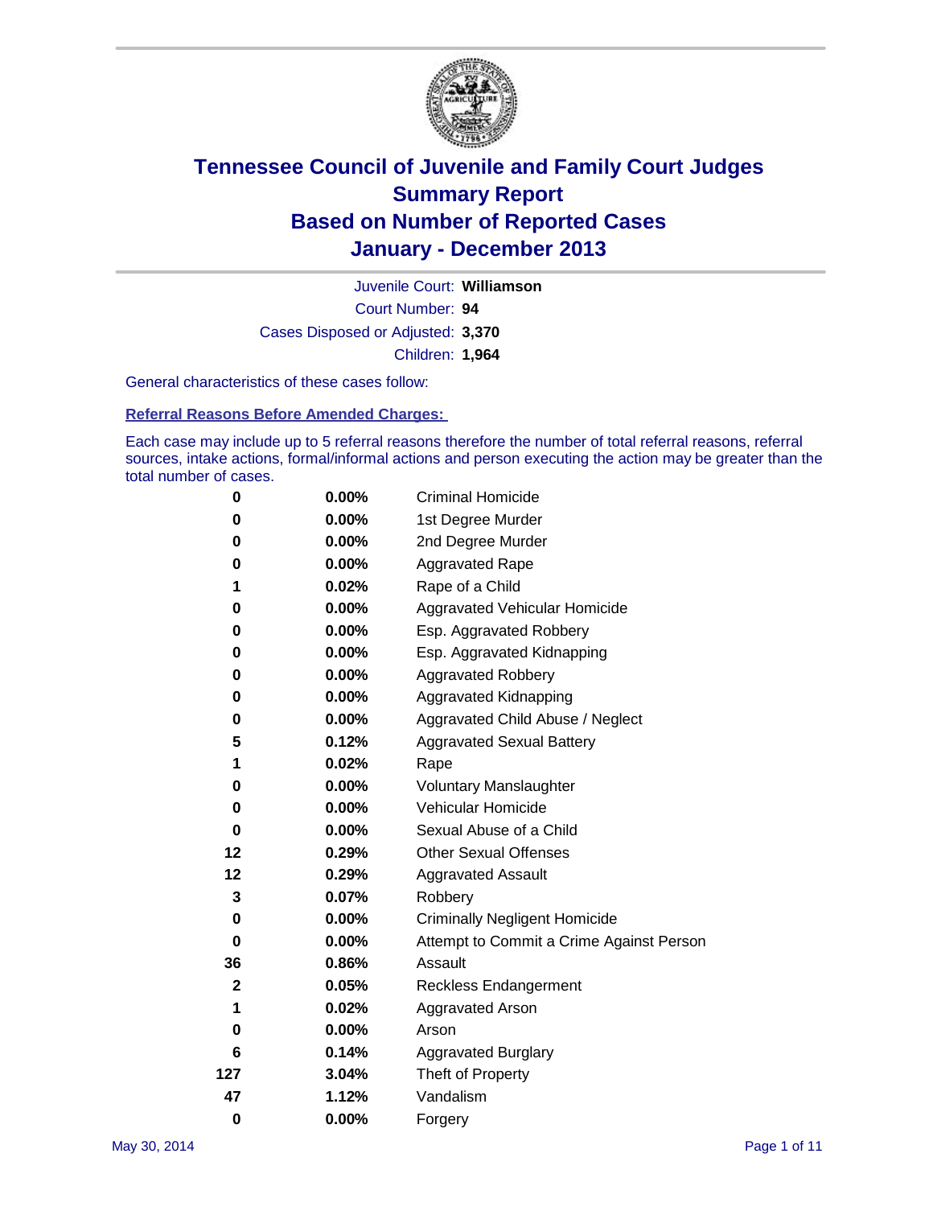# Tennessee Council of Juvenile and Family Court Judges
## Summary Report
## Based on Number of Reported Cases
## January - December 2013

Juvenile Court: **Williamson**
Court Number: **94**
Cases Disposed or Adjusted: **3,370**
Children: **1,964**

General characteristics of these cases follow:

**Referral Reasons Before Amended Charges:**

Each case may include up to 5 referral reasons therefore the number of total referral reasons, referral sources, intake actions, formal/informal actions and person executing the action may be greater than the total number of cases.

| Count | Percent | Referral Reason |
|---|---|---|
| 0 | 0.00% | Criminal Homicide |
| 0 | 0.00% | 1st Degree Murder |
| 0 | 0.00% | 2nd Degree Murder |
| 0 | 0.00% | Aggravated Rape |
| 1 | 0.02% | Rape of a Child |
| 0 | 0.00% | Aggravated Vehicular Homicide |
| 0 | 0.00% | Esp. Aggravated Robbery |
| 0 | 0.00% | Esp. Aggravated Kidnapping |
| 0 | 0.00% | Aggravated Robbery |
| 0 | 0.00% | Aggravated Kidnapping |
| 0 | 0.00% | Aggravated Child Abuse / Neglect |
| 5 | 0.12% | Aggravated Sexual Battery |
| 1 | 0.02% | Rape |
| 0 | 0.00% | Voluntary Manslaughter |
| 0 | 0.00% | Vehicular Homicide |
| 0 | 0.00% | Sexual Abuse of a Child |
| 12 | 0.29% | Other Sexual Offenses |
| 12 | 0.29% | Aggravated Assault |
| 3 | 0.07% | Robbery |
| 0 | 0.00% | Criminally Negligent Homicide |
| 0 | 0.00% | Attempt to Commit a Crime Against Person |
| 36 | 0.86% | Assault |
| 2 | 0.05% | Reckless Endangerment |
| 1 | 0.02% | Aggravated Arson |
| 0 | 0.00% | Arson |
| 6 | 0.14% | Aggravated Burglary |
| 127 | 3.04% | Theft of Property |
| 47 | 1.12% | Vandalism |
| 0 | 0.00% | Forgery |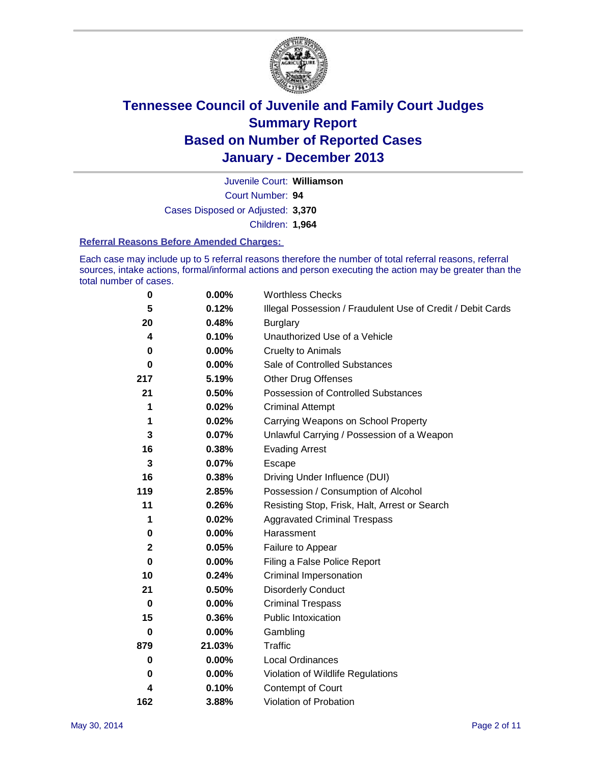# Tennessee Council of Juvenile and Family Court Judges
# Summary Report
# Based on Number of Reported Cases
# January - December 2013

Juvenile Court: **Williamson**

Court Number: **94**

Cases Disposed or Adjusted: **3,370**

Children: **1,964**

### Referral Reasons Before Amended Charges:

Each case may include up to 5 referral reasons therefore the number of total referral reasons, referral sources, intake actions, formal/informal actions and person executing the action may be greater than the total number of cases.

| Count | Percent | Referral Reason |
|---|---|---|
| 0 | 0.00% | Worthless Checks |
| 5 | 0.12% | Illegal Possession / Fraudulent Use of Credit / Debit Cards |
| 20 | 0.48% | Burglary |
| 4 | 0.10% | Unauthorized Use of a Vehicle |
| 0 | 0.00% | Cruelty to Animals |
| 0 | 0.00% | Sale of Controlled Substances |
| 217 | 5.19% | Other Drug Offenses |
| 21 | 0.50% | Possession of Controlled Substances |
| 1 | 0.02% | Criminal Attempt |
| 1 | 0.02% | Carrying Weapons on School Property |
| 3 | 0.07% | Unlawful Carrying / Possession of a Weapon |
| 16 | 0.38% | Evading Arrest |
| 3 | 0.07% | Escape |
| 16 | 0.38% | Driving Under Influence (DUI) |
| 119 | 2.85% | Possession / Consumption of Alcohol |
| 11 | 0.26% | Resisting Stop, Frisk, Halt, Arrest or Search |
| 1 | 0.02% | Aggravated Criminal Trespass |
| 0 | 0.00% | Harassment |
| 2 | 0.05% | Failure to Appear |
| 0 | 0.00% | Filing a False Police Report |
| 10 | 0.24% | Criminal Impersonation |
| 21 | 0.50% | Disorderly Conduct |
| 0 | 0.00% | Criminal Trespass |
| 15 | 0.36% | Public Intoxication |
| 0 | 0.00% | Gambling |
| 879 | 21.03% | Traffic |
| 0 | 0.00% | Local Ordinances |
| 0 | 0.00% | Violation of Wildlife Regulations |
| 4 | 0.10% | Contempt of Court |
| 162 | 3.88% | Violation of Probation |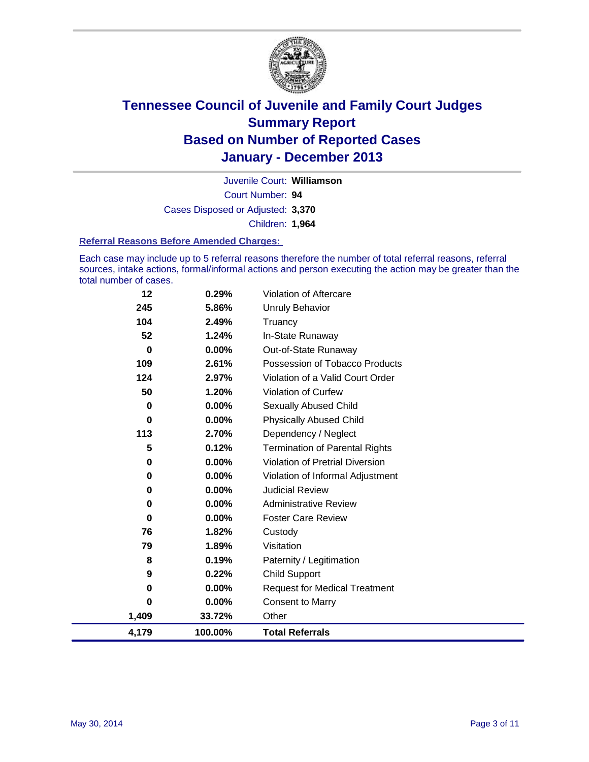# Tennessee Council of Juvenile and Family Court Judges
## Summary Report
## Based on Number of Reported Cases
## January - December 2013

Juvenile Court: **Williamson**

Court Number: **94**

Cases Disposed or Adjusted: **3,370**

Children: **1,964**

### Referral Reasons Before Amended Charges:

Each case may include up to 5 referral reasons therefore the number of total referral reasons, referral sources, intake actions, formal/informal actions and person executing the action may be greater than the total number of cases.

| Count | Percent | Referral Reason |
|---|---|---|
| 12 | 0.29% | Violation of Aftercare |
| 245 | 5.86% | Unruly Behavior |
| 104 | 2.49% | Truancy |
| 52 | 1.24% | In-State Runaway |
| 0 | 0.00% | Out-of-State Runaway |
| 109 | 2.61% | Possession of Tobacco Products |
| 124 | 2.97% | Violation of a Valid Court Order |
| 50 | 1.20% | Violation of Curfew |
| 0 | 0.00% | Sexually Abused Child |
| 0 | 0.00% | Physically Abused Child |
| 113 | 2.70% | Dependency / Neglect |
| 5 | 0.12% | Termination of Parental Rights |
| 0 | 0.00% | Violation of Pretrial Diversion |
| 0 | 0.00% | Violation of Informal Adjustment |
| 0 | 0.00% | Judicial Review |
| 0 | 0.00% | Administrative Review |
| 0 | 0.00% | Foster Care Review |
| 76 | 1.82% | Custody |
| 79 | 1.89% | Visitation |
| 8 | 0.19% | Paternity / Legitimation |
| 9 | 0.22% | Child Support |
| 0 | 0.00% | Request for Medical Treatment |
| 0 | 0.00% | Consent to Marry |
| 1,409 | 33.72% | Other |
| **4,179** | **100.00%** | **Total Referrals** |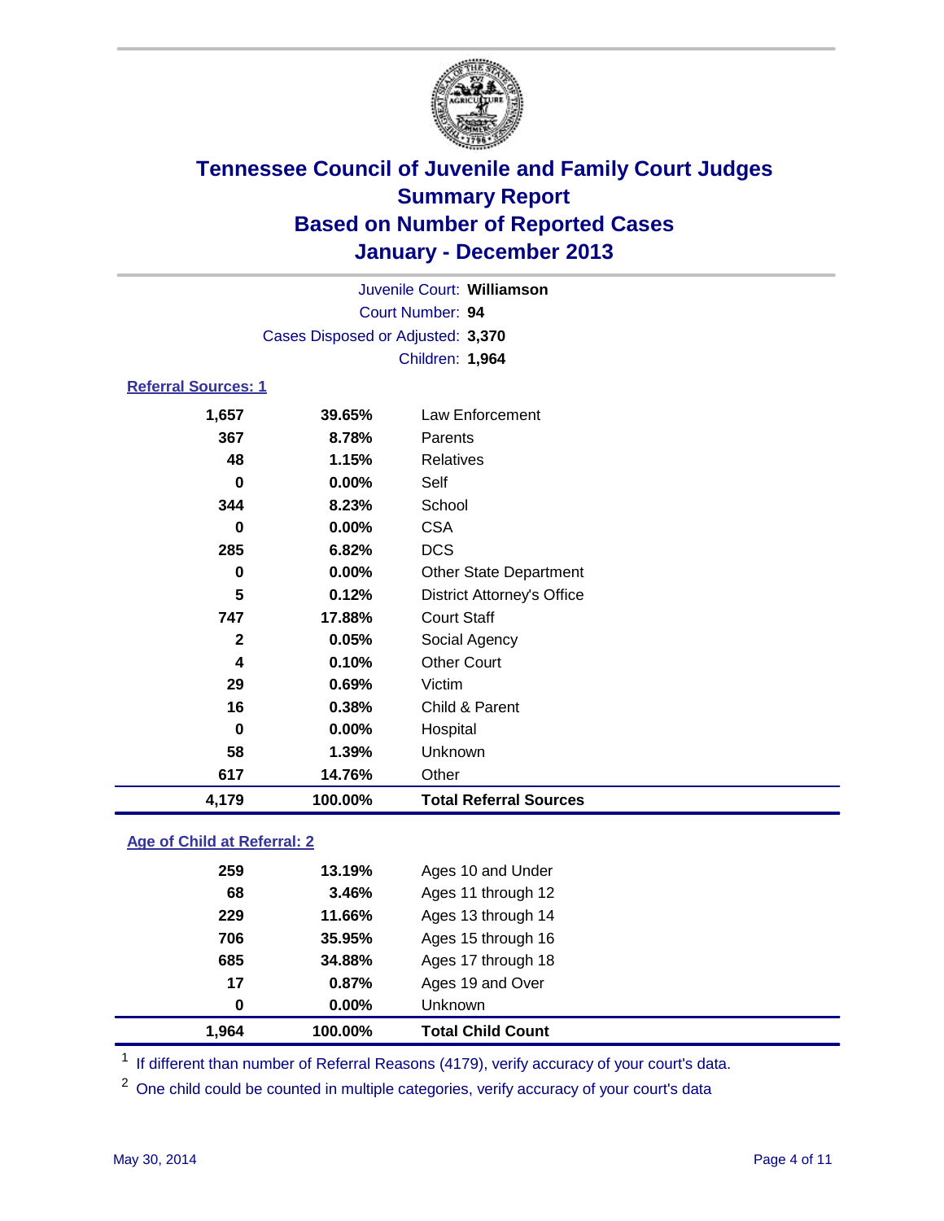# Tennessee Council of Juvenile and Family Court Judges
## Summary Report
## Based on Number of Reported Cases
## January - December 2013

Juvenile Court: **Williamson**

Court Number: **94**

Cases Disposed or Adjusted: **3,370**

Children: **1,964**

### Referral Sources: 1

| Count | Percent | Source |
|---|---|---|
| 1,657 | 39.65% | Law Enforcement |
| 367 | 8.78% | Parents |
| 48 | 1.15% | Relatives |
| 0 | 0.00% | Self |
| 344 | 8.23% | School |
| 0 | 0.00% | CSA |
| 285 | 6.82% | DCS |
| 0 | 0.00% | Other State Department |
| 5 | 0.12% | District Attorney's Office |
| 747 | 17.88% | Court Staff |
| 2 | 0.05% | Social Agency |
| 4 | 0.10% | Other Court |
| 29 | 0.69% | Victim |
| 16 | 0.38% | Child & Parent |
| 0 | 0.00% | Hospital |
| 58 | 1.39% | Unknown |
| 617 | 14.76% | Other |
| **4,179** | **100.00%** | **Total Referral Sources** |

### Age of Child at Referral: 2

| Count | Percent | Age |
|---|---|---|
| 259 | 13.19% | Ages 10 and Under |
| 68 | 3.46% | Ages 11 through 12 |
| 229 | 11.66% | Ages 13 through 14 |
| 706 | 35.95% | Ages 15 through 16 |
| 685 | 34.88% | Ages 17 through 18 |
| 17 | 0.87% | Ages 19 and Over |
| 0 | 0.00% | Unknown |
| **1,964** | **100.00%** | **Total Child Count** |

[1] If different than number of Referral Reasons (4179), verify accuracy of your court's data.

[2] One child could be counted in multiple categories, verify accuracy of your court's data

May 30, 2014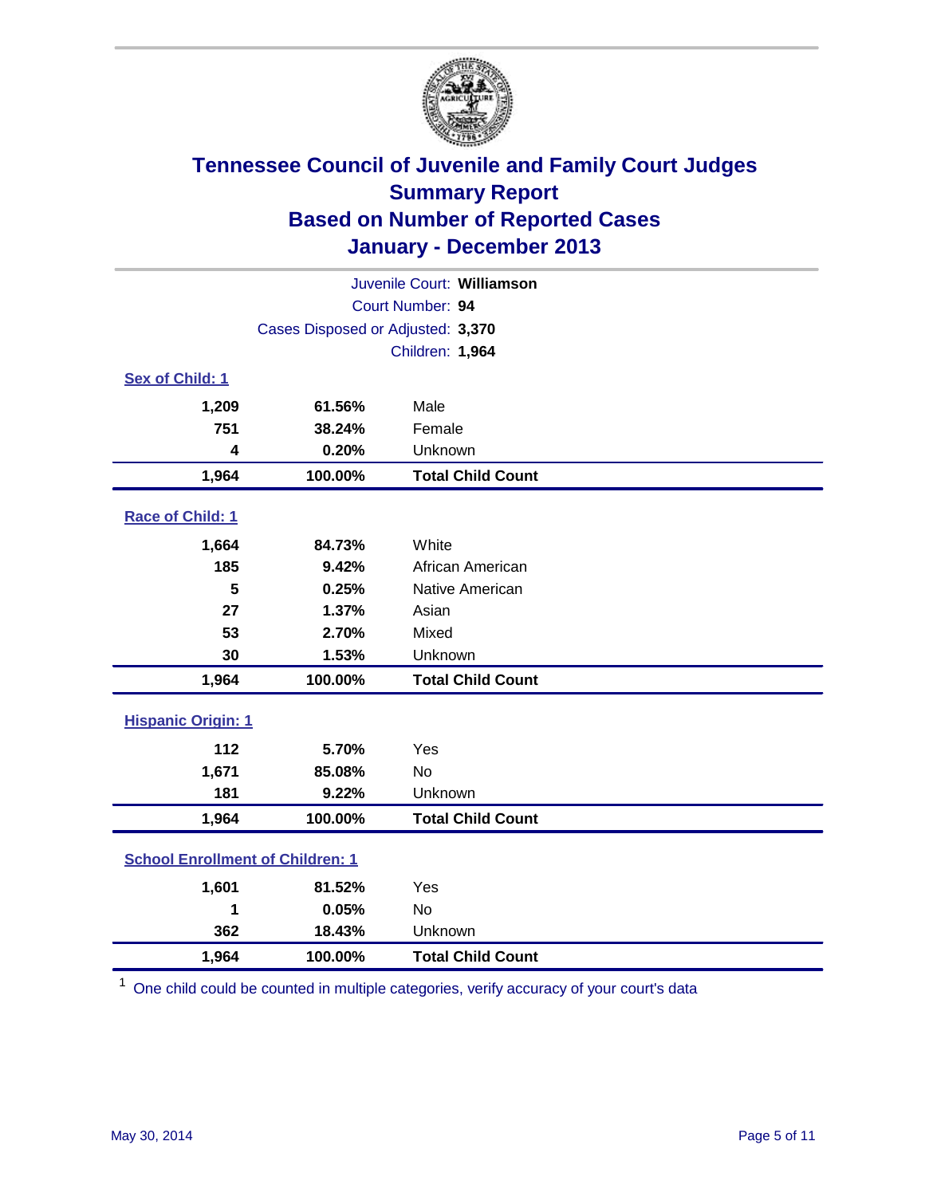# Tennessee Council of Juvenile and Family Court Judges
## Summary Report
## Based on Number of Reported Cases
## January - December 2013

Juvenile Court: **Williamson**

Court Number: **94**

Cases Disposed or Adjusted: **3,370**

Children: **1,964**

### Sex of Child: 1

| | | |
|---|---|---|
| **1,209** | **61.56%** | Male |
| **751** | **38.24%** | Female |
| **4** | **0.20%** | Unknown |
| **1,964** | **100.00%** | **Total Child Count** |

### Race of Child: 1

| | | |
|---|---|---|
| **1,664** | **84.73%** | White |
| **185** | **9.42%** | African American |
| **5** | **0.25%** | Native American |
| **27** | **1.37%** | Asian |
| **53** | **2.70%** | Mixed |
| **30** | **1.53%** | Unknown |
| **1,964** | **100.00%** | **Total Child Count** |

### Hispanic Origin: 1

| | | |
|---|---|---|
| **112** | **5.70%** | Yes |
| **1,671** | **85.08%** | No |
| **181** | **9.22%** | Unknown |
| **1,964** | **100.00%** | **Total Child Count** |

### School Enrollment of Children: 1

| | | |
|---|---|---|
| **1,601** | **81.52%** | Yes |
| **1** | **0.05%** | No |
| **362** | **18.43%** | Unknown |
| **1,964** | **100.00%** | **Total Child Count** |

[1] One child could be counted in multiple categories, verify accuracy of your court's data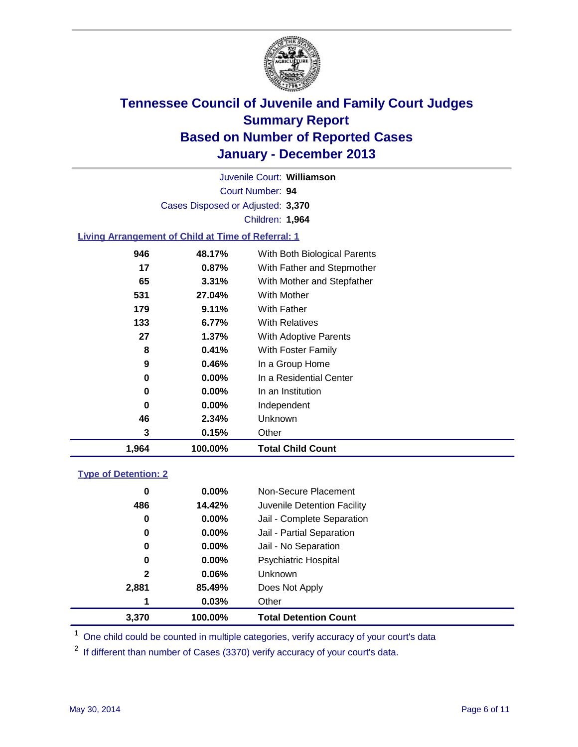# Tennessee Council of Juvenile and Family Court Judges
## Summary Report
## Based on Number of Reported Cases
## January - December 2013

Juvenile Court: **Williamson**
Court Number: **94**
Cases Disposed or Adjusted: **3,370**
Children: **1,964**

### Living Arrangement of Child at Time of Referral: 1

| Count | Percent | Category |
|---|---|---|
| 946 | 48.17% | With Both Biological Parents |
| 17 | 0.87% | With Father and Stepmother |
| 65 | 3.31% | With Mother and Stepfather |
| 531 | 27.04% | With Mother |
| 179 | 9.11% | With Father |
| 133 | 6.77% | With Relatives |
| 27 | 1.37% | With Adoptive Parents |
| 8 | 0.41% | With Foster Family |
| 9 | 0.46% | In a Group Home |
| 0 | 0.00% | In a Residential Center |
| 0 | 0.00% | In an Institution |
| 0 | 0.00% | Independent |
| 46 | 2.34% | Unknown |
| 3 | 0.15% | Other |
| **1,964** | **100.00%** | **Total Child Count** |

### Type of Detention: 2

| Count | Percent | Category |
|---|---|---|
| 0 | 0.00% | Non-Secure Placement |
| 486 | 14.42% | Juvenile Detention Facility |
| 0 | 0.00% | Jail - Complete Separation |
| 0 | 0.00% | Jail - Partial Separation |
| 0 | 0.00% | Jail - No Separation |
| 0 | 0.00% | Psychiatric Hospital |
| 2 | 0.06% | Unknown |
| 2,881 | 85.49% | Does Not Apply |
| 1 | 0.03% | Other |
| **3,370** | **100.00%** | **Total Detention Count** |

[1] One child could be counted in multiple categories, verify accuracy of your court's data

[2] If different than number of Cases (3370) verify accuracy of your court's data.

May 30, 2014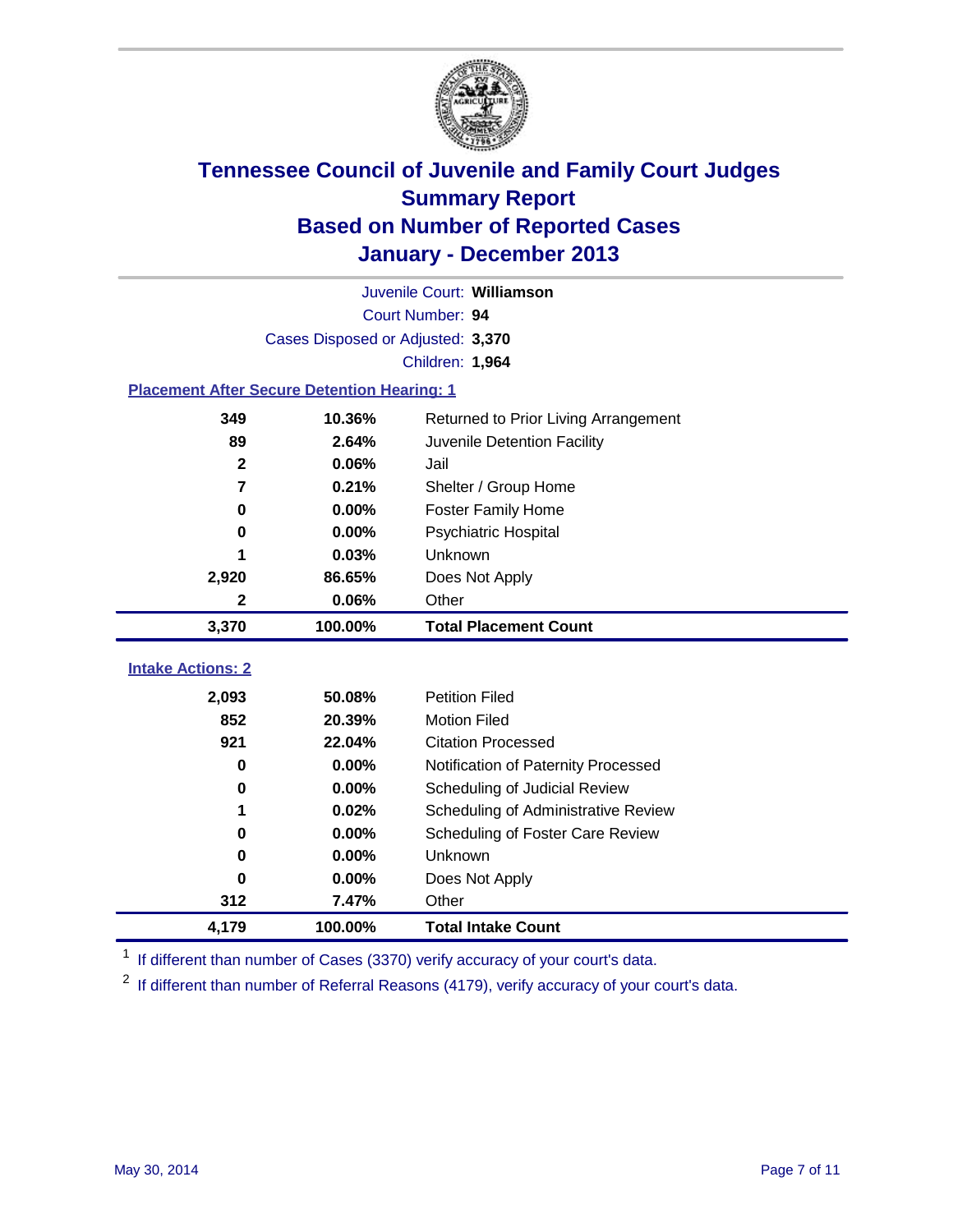# Tennessee Council of Juvenile and Family Court Judges
## Summary Report
## Based on Number of Reported Cases
## January - December 2013

Juvenile Court: **Williamson**

Court Number: **94**

Cases Disposed or Adjusted: **3,370**

Children: **1,964**

### Placement After Secure Detention Hearing: 1

| Count | Percent | Placement |
|---|---|---|
| 349 | 10.36% | Returned to Prior Living Arrangement |
| 89 | 2.64% | Juvenile Detention Facility |
| 2 | 0.06% | Jail |
| 7 | 0.21% | Shelter / Group Home |
| 0 | 0.00% | Foster Family Home |
| 0 | 0.00% | Psychiatric Hospital |
| 1 | 0.03% | Unknown |
| 2,920 | 86.65% | Does Not Apply |
| 2 | 0.06% | Other |
| **3,370** | **100.00%** | **Total Placement Count** |

### Intake Actions: 2

| Count | Percent | Intake Action |
|---|---|---|
| 2,093 | 50.08% | Petition Filed |
| 852 | 20.39% | Motion Filed |
| 921 | 22.04% | Citation Processed |
| 0 | 0.00% | Notification of Paternity Processed |
| 0 | 0.00% | Scheduling of Judicial Review |
| 1 | 0.02% | Scheduling of Administrative Review |
| 0 | 0.00% | Scheduling of Foster Care Review |
| 0 | 0.00% | Unknown |
| 0 | 0.00% | Does Not Apply |
| 312 | 7.47% | Other |
| **4,179** | **100.00%** | **Total Intake Count** |

[1] If different than number of Cases (3370) verify accuracy of your court's data.

[2] If different than number of Referral Reasons (4179), verify accuracy of your court's data.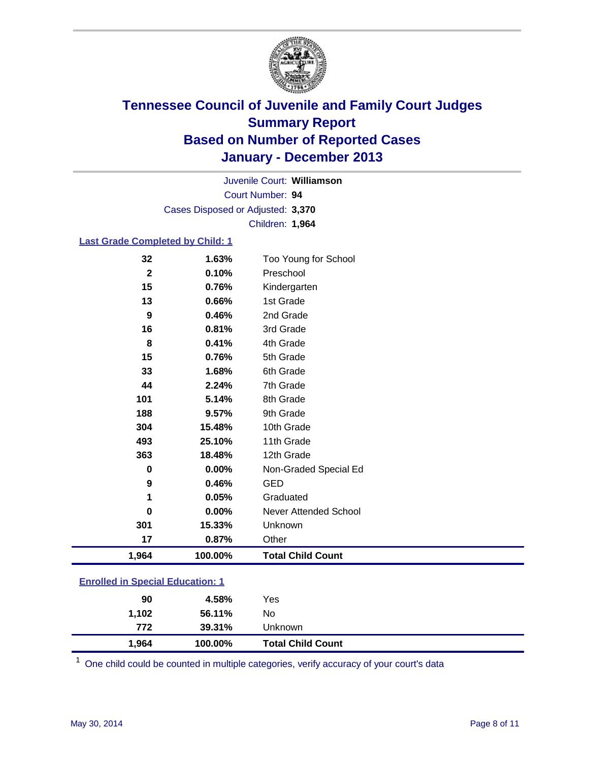# Tennessee Council of Juvenile and Family Court Judges
## Summary Report
## Based on Number of Reported Cases
## January - December 2013

Juvenile Court: **Williamson**

Court Number: **94**

Cases Disposed or Adjusted: **3,370**

Children: **1,964**

### Last Grade Completed by Child: 1

| Count | Percent | Category |
|---|---|---|
| 32 | 1.63% | Too Young for School |
| 2 | 0.10% | Preschool |
| 15 | 0.76% | Kindergarten |
| 13 | 0.66% | 1st Grade |
| 9 | 0.46% | 2nd Grade |
| 16 | 0.81% | 3rd Grade |
| 8 | 0.41% | 4th Grade |
| 15 | 0.76% | 5th Grade |
| 33 | 1.68% | 6th Grade |
| 44 | 2.24% | 7th Grade |
| 101 | 5.14% | 8th Grade |
| 188 | 9.57% | 9th Grade |
| 304 | 15.48% | 10th Grade |
| 493 | 25.10% | 11th Grade |
| 363 | 18.48% | 12th Grade |
| 0 | 0.00% | Non-Graded Special Ed |
| 9 | 0.46% | GED |
| 1 | 0.05% | Graduated |
| 0 | 0.00% | Never Attended School |
| 301 | 15.33% | Unknown |
| 17 | 0.87% | Other |
| **1,964** | **100.00%** | **Total Child Count** |

### Enrolled in Special Education: 1

| Count | Percent | Category |
|---|---|---|
| 90 | 4.58% | Yes |
| 1,102 | 56.11% | No |
| 772 | 39.31% | Unknown |
| **1,964** | **100.00%** | **Total Child Count** |

[1] One child could be counted in multiple categories, verify accuracy of your court's data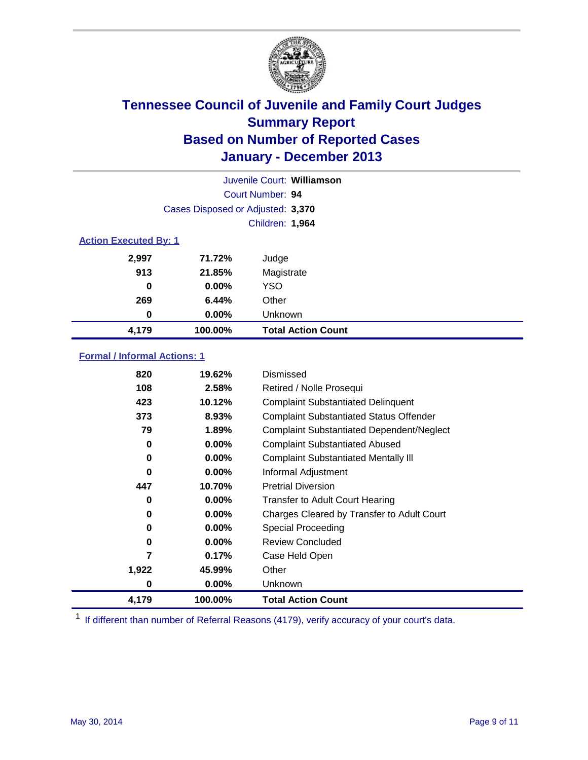# Tennessee Council of Juvenile and Family Court Judges
## Summary Report
## Based on Number of Reported Cases
## January - December 2013

Juvenile Court: **Williamson**

Court Number: **94**

Cases Disposed or Adjusted: **3,370**

Children: **1,964**

### Action Executed By: 1

| Count | Percent | Action |
|---|---|---|
| 2,997 | 71.72% | Judge |
| 913 | 21.85% | Magistrate |
| 0 | 0.00% | YSO |
| 269 | 6.44% | Other |
| 0 | 0.00% | Unknown |
| **4,179** | **100.00%** | **Total Action Count** |

### Formal / Informal Actions: 1

| Count | Percent | Action |
|---|---|---|
| 820 | 19.62% | Dismissed |
| 108 | 2.58% | Retired / Nolle Prosequi |
| 423 | 10.12% | Complaint Substantiated Delinquent |
| 373 | 8.93% | Complaint Substantiated Status Offender |
| 79 | 1.89% | Complaint Substantiated Dependent/Neglect |
| 0 | 0.00% | Complaint Substantiated Abused |
| 0 | 0.00% | Complaint Substantiated Mentally Ill |
| 0 | 0.00% | Informal Adjustment |
| 447 | 10.70% | Pretrial Diversion |
| 0 | 0.00% | Transfer to Adult Court Hearing |
| 0 | 0.00% | Charges Cleared by Transfer to Adult Court |
| 0 | 0.00% | Special Proceeding |
| 0 | 0.00% | Review Concluded |
| 7 | 0.17% | Case Held Open |
| 1,922 | 45.99% | Other |
| 0 | 0.00% | Unknown |
| **4,179** | **100.00%** | **Total Action Count** |

[1] If different than number of Referral Reasons (4179), verify accuracy of your court's data.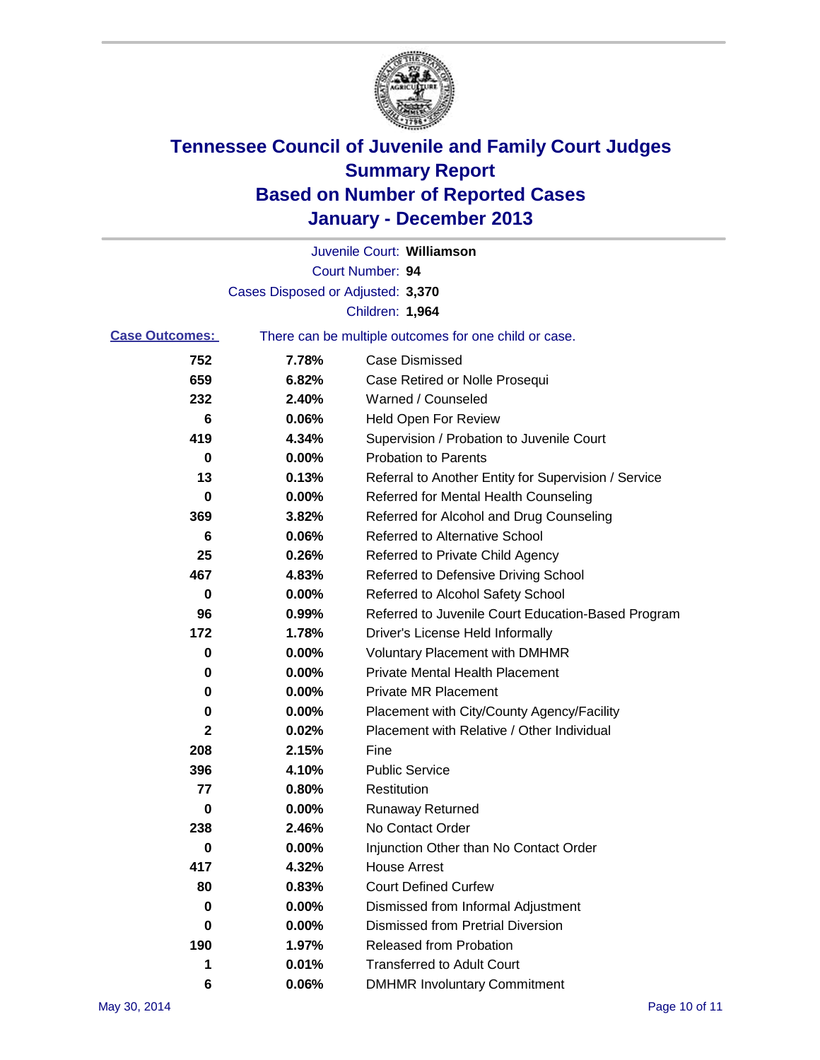# Tennessee Council of Juvenile and Family Court Judges
# Summary Report
# Based on Number of Reported Cases
# January - December 2013

Juvenile Court: **Williamson**

Court Number: **94**

Cases Disposed or Adjusted: **3,370**

Children: **1,964**

**Case Outcomes:** There can be multiple outcomes for one child or case.

| Count | Percent | Outcome |
|---|---|---|
| 752 | 7.78% | Case Dismissed |
| 659 | 6.82% | Case Retired or Nolle Prosequi |
| 232 | 2.40% | Warned / Counseled |
| 6 | 0.06% | Held Open For Review |
| 419 | 4.34% | Supervision / Probation to Juvenile Court |
| 0 | 0.00% | Probation to Parents |
| 13 | 0.13% | Referral to Another Entity for Supervision / Service |
| 0 | 0.00% | Referred for Mental Health Counseling |
| 369 | 3.82% | Referred for Alcohol and Drug Counseling |
| 6 | 0.06% | Referred to Alternative School |
| 25 | 0.26% | Referred to Private Child Agency |
| 467 | 4.83% | Referred to Defensive Driving School |
| 0 | 0.00% | Referred to Alcohol Safety School |
| 96 | 0.99% | Referred to Juvenile Court Education-Based Program |
| 172 | 1.78% | Driver's License Held Informally |
| 0 | 0.00% | Voluntary Placement with DMHMR |
| 0 | 0.00% | Private Mental Health Placement |
| 0 | 0.00% | Private MR Placement |
| 0 | 0.00% | Placement with City/County Agency/Facility |
| 2 | 0.02% | Placement with Relative / Other Individual |
| 208 | 2.15% | Fine |
| 396 | 4.10% | Public Service |
| 77 | 0.80% | Restitution |
| 0 | 0.00% | Runaway Returned |
| 238 | 2.46% | No Contact Order |
| 0 | 0.00% | Injunction Other than No Contact Order |
| 417 | 4.32% | House Arrest |
| 80 | 0.83% | Court Defined Curfew |
| 0 | 0.00% | Dismissed from Informal Adjustment |
| 0 | 0.00% | Dismissed from Pretrial Diversion |
| 190 | 1.97% | Released from Probation |
| 1 | 0.01% | Transferred to Adult Court |
| 6 | 0.06% | DMHMR Involuntary Commitment |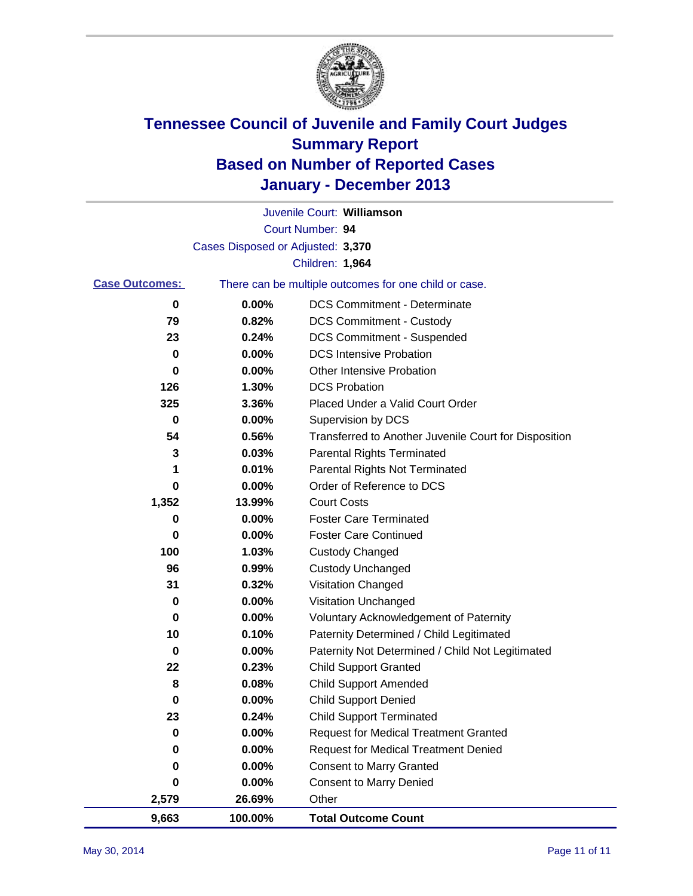# Tennessee Council of Juvenile and Family Court Judges
## Summary Report
## Based on Number of Reported Cases
## January - December 2013

Juvenile Court: **Williamson**

Court Number: **94**

Cases Disposed or Adjusted: **3,370**

Children: **1,964**

**Case Outcomes:** There can be multiple outcomes for one child or case.

| | | |
|---|---|---|
| 0 | 0.00% | DCS Commitment - Determinate |
| 79 | 0.82% | DCS Commitment - Custody |
| 23 | 0.24% | DCS Commitment - Suspended |
| 0 | 0.00% | DCS Intensive Probation |
| 0 | 0.00% | Other Intensive Probation |
| 126 | 1.30% | DCS Probation |
| 325 | 3.36% | Placed Under a Valid Court Order |
| 0 | 0.00% | Supervision by DCS |
| 54 | 0.56% | Transferred to Another Juvenile Court for Disposition |
| 3 | 0.03% | Parental Rights Terminated |
| 1 | 0.01% | Parental Rights Not Terminated |
| 0 | 0.00% | Order of Reference to DCS |
| 1,352 | 13.99% | Court Costs |
| 0 | 0.00% | Foster Care Terminated |
| 0 | 0.00% | Foster Care Continued |
| 100 | 1.03% | Custody Changed |
| 96 | 0.99% | Custody Unchanged |
| 31 | 0.32% | Visitation Changed |
| 0 | 0.00% | Visitation Unchanged |
| 0 | 0.00% | Voluntary Acknowledgement of Paternity |
| 10 | 0.10% | Paternity Determined / Child Legitimated |
| 0 | 0.00% | Paternity Not Determined / Child Not Legitimated |
| 22 | 0.23% | Child Support Granted |
| 8 | 0.08% | Child Support Amended |
| 0 | 0.00% | Child Support Denied |
| 23 | 0.24% | Child Support Terminated |
| 0 | 0.00% | Request for Medical Treatment Granted |
| 0 | 0.00% | Request for Medical Treatment Denied |
| 0 | 0.00% | Consent to Marry Granted |
| 0 | 0.00% | Consent to Marry Denied |
| 2,579 | 26.69% | Other |
| **9,663** | **100.00%** | **Total Outcome Count** |